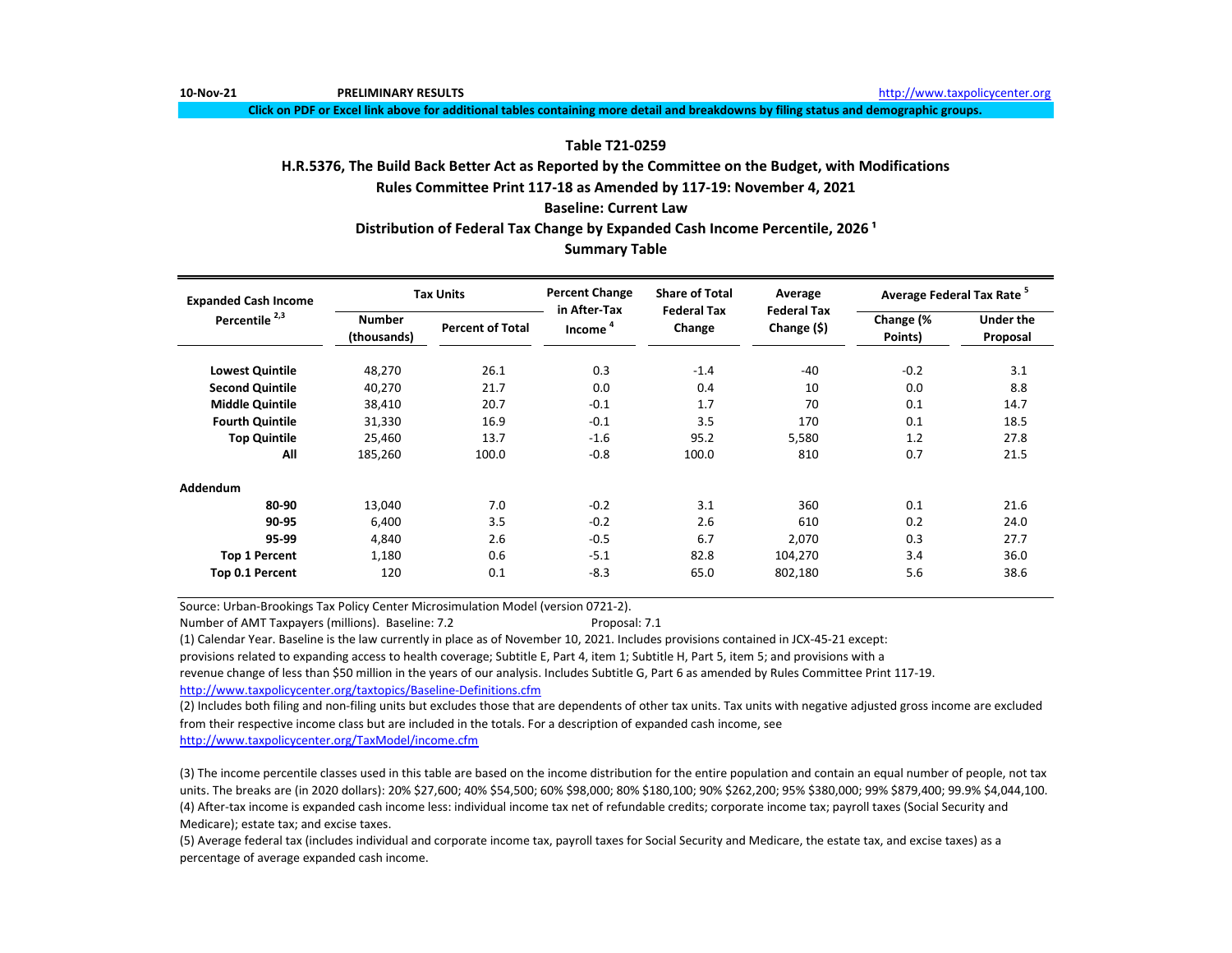10-Nov-21 **PRELIMINARY RESULTS** http://www.taxpolicycenter.org

**Click on PDF or Excel link above for additional tables containing more detail and breakdowns by filing status and demographic groups.**

## Table T21-0259

## H.R.5376, The Build Back Better Act as Reported by the Committee on the Budget, with Modifications

## Rules Committee Print 117-18 as Amended by 117-19: November 4, 2021

## Baseline: Current Law

## Distribution of Federal Tax Change by Expanded Cash Income Percentile, 2026 [1]

## Summary Table

| Expanded Cash Income Percentile [2,3] | Tax Units | | Percent Change in After-Tax Income [4] | Share of Total Federal Tax Change | Average Federal Tax Change ($) | Average Federal Tax Rate [5] | |
|---|---|---|---|---|---|---|---|
| | Number (thousands) | Percent of Total | | | | Change (% Points) | Under the Proposal |
| **Lowest Quintile** | 48,270 | 26.1 | 0.3 | -1.4 | -40 | -0.2 | 3.1 |
| **Second Quintile** | 40,270 | 21.7 | 0.0 | 0.4 | 10 | 0.0 | 8.8 |
| **Middle Quintile** | 38,410 | 20.7 | -0.1 | 1.7 | 70 | 0.1 | 14.7 |
| **Fourth Quintile** | 31,330 | 16.9 | -0.1 | 3.5 | 170 | 0.1 | 18.5 |
| **Top Quintile** | 25,460 | 13.7 | -1.6 | 95.2 | 5,580 | 1.2 | 27.8 |
| **All** | 185,260 | 100.0 | -0.8 | 100.0 | 810 | 0.7 | 21.5 |
| **Addendum** | | | | | | | |
| **80-90** | 13,040 | 7.0 | -0.2 | 3.1 | 360 | 0.1 | 21.6 |
| **90-95** | 6,400 | 3.5 | -0.2 | 2.6 | 610 | 0.2 | 24.0 |
| **95-99** | 4,840 | 2.6 | -0.5 | 6.7 | 2,070 | 0.3 | 27.7 |
| **Top 1 Percent** | 1,180 | 0.6 | -5.1 | 82.8 | 104,270 | 3.4 | 36.0 |
| **Top 0.1 Percent** | 120 | 0.1 | -8.3 | 65.0 | 802,180 | 5.6 | 38.6 |

Source: Urban-Brookings Tax Policy Center Microsimulation Model (version 0721-2).

Number of AMT Taxpayers (millions). Baseline: 7.2 Proposal: 7.1

(1) Calendar Year. Baseline is the law currently in place as of November 10, 2021. Includes provisions contained in JCX-45-21 except: provisions related to expanding access to health coverage; Subtitle E, Part 4, item 1; Subtitle H, Part 5, item 5; and provisions with a revenue change of less than $50 million in the years of our analysis. Includes Subtitle G, Part 6 as amended by Rules Committee Print 117-19.
http://www.taxpolicycenter.org/taxtopics/Baseline-Definitions.cfm

(2) Includes both filing and non-filing units but excludes those that are dependents of other tax units. Tax units with negative adjusted gross income are excluded from their respective income class but are included in the totals. For a description of expanded cash income, see
http://www.taxpolicycenter.org/TaxModel/income.cfm

(3) The income percentile classes used in this table are based on the income distribution for the entire population and contain an equal number of people, not tax units. The breaks are (in 2020 dollars): 20% $27,600; 40% $54,500; 60% $98,000; 80% $180,100; 90% $262,200; 95% $380,000; 99% $879,400; 99.9% $4,044,100.

(4) After-tax income is expanded cash income less: individual income tax net of refundable credits; corporate income tax; payroll taxes (Social Security and Medicare); estate tax; and excise taxes.

(5) Average federal tax (includes individual and corporate income tax, payroll taxes for Social Security and Medicare, the estate tax, and excise taxes) as a percentage of average expanded cash income.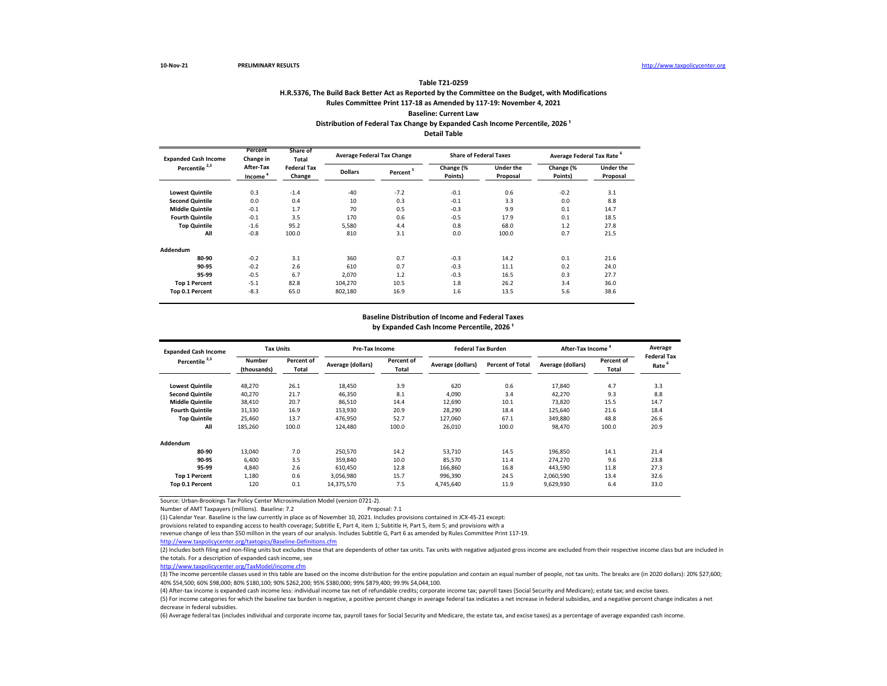10-Nov-21 **PRELIMINARY RESULTS** http://www.taxpolicycenter.org

**Table T21-0259**

**H.R.5376, The Build Back Better Act as Reported by the Committee on the Budget, with Modifications**

**Rules Committee Print 117-18 as Amended by 117-19: November 4, 2021**

**Baseline: Current Law**

**Distribution of Federal Tax Change by Expanded Cash Income Percentile, 2026 [1]**

**Detail Table**

| Expanded Cash Income Percentile [2,3] | Percent Change in After-Tax Income [4] | Share of Total Federal Tax Change | Average Federal Tax Change | | Share of Federal Taxes | | Average Federal Tax Rate [6] | |
|---|---|---|---|---|---|---|---|---|
| | | | Dollars | Percent [5] | Change (% Points) | Under the Proposal | Change (% Points) | Under the Proposal |
| Lowest Quintile | 0.3 | -1.4 | -40 | -7.2 | -0.1 | 0.6 | -0.2 | 3.1 |
| Second Quintile | 0.0 | 0.4 | 10 | 0.3 | -0.1 | 3.3 | 0.0 | 8.8 |
| Middle Quintile | -0.1 | 1.7 | 70 | 0.5 | -0.3 | 9.9 | 0.1 | 14.7 |
| Fourth Quintile | -0.1 | 3.5 | 170 | 0.6 | -0.5 | 17.9 | 0.1 | 18.5 |
| Top Quintile | -1.6 | 95.2 | 5,580 | 4.4 | 0.8 | 68.0 | 1.2 | 27.8 |
| All | -0.8 | 100.0 | 810 | 3.1 | 0.0 | 100.0 | 0.7 | 21.5 |
| **Addendum** | | | | | | | | |
| 80-90 | -0.2 | 3.1 | 360 | 0.7 | -0.3 | 14.2 | 0.1 | 21.6 |
| 90-95 | -0.2 | 2.6 | 610 | 0.7 | -0.3 | 11.1 | 0.2 | 24.0 |
| 95-99 | -0.5 | 6.7 | 2,070 | 1.2 | -0.3 | 16.5 | 0.3 | 27.7 |
| Top 1 Percent | -5.1 | 82.8 | 104,270 | 10.5 | 1.8 | 26.2 | 3.4 | 36.0 |
| Top 0.1 Percent | -8.3 | 65.0 | 802,180 | 16.9 | 1.6 | 13.5 | 5.6 | 38.6 |

**Baseline Distribution of Income and Federal Taxes**

**by Expanded Cash Income Percentile, 2026 [1]**

| Expanded Cash Income Percentile [2,3] | Tax Units | | Pre-Tax Income | | Federal Tax Burden | | After-Tax Income [4] | | Average Federal Tax Rate [6] |
|---|---|---|---|---|---|---|---|---|---|
| | Number (thousands) | Percent of Total | Average (dollars) | Percent of Total | Average (dollars) | Percent of Total | Average (dollars) | Percent of Total | |
| Lowest Quintile | 48,270 | 26.1 | 18,450 | 3.9 | 620 | 0.6 | 17,840 | 4.7 | 3.3 |
| Second Quintile | 40,270 | 21.7 | 46,350 | 8.1 | 4,090 | 3.4 | 42,270 | 9.3 | 8.8 |
| Middle Quintile | 38,410 | 20.7 | 86,510 | 14.4 | 12,690 | 10.1 | 73,820 | 15.5 | 14.7 |
| Fourth Quintile | 31,330 | 16.9 | 153,930 | 20.9 | 28,290 | 18.4 | 125,640 | 21.6 | 18.4 |
| Top Quintile | 25,460 | 13.7 | 476,950 | 52.7 | 127,060 | 67.1 | 349,880 | 48.8 | 26.6 |
| All | 185,260 | 100.0 | 124,480 | 100.0 | 26,010 | 100.0 | 98,470 | 100.0 | 20.9 |
| **Addendum** | | | | | | | | | |
| 80-90 | 13,040 | 7.0 | 250,570 | 14.2 | 53,710 | 14.5 | 196,850 | 14.1 | 21.4 |
| 90-95 | 6,400 | 3.5 | 359,840 | 10.0 | 85,570 | 11.4 | 274,270 | 9.6 | 23.8 |
| 95-99 | 4,840 | 2.6 | 610,450 | 12.8 | 166,860 | 16.8 | 443,590 | 11.8 | 27.3 |
| Top 1 Percent | 1,180 | 0.6 | 3,056,980 | 15.7 | 996,390 | 24.5 | 2,060,590 | 13.4 | 32.6 |
| Top 0.1 Percent | 120 | 0.1 | 14,375,570 | 7.5 | 4,745,640 | 11.9 | 9,629,930 | 6.4 | 33.0 |

Source: Urban-Brookings Tax Policy Center Microsimulation Model (version 0721-2).

Number of AMT Taxpayers (millions). Baseline: 7.2 Proposal: 7.1

(1) Calendar Year. Baseline is the law currently in place as of November 10, 2021. Includes provisions contained in JCX-45-21 except: provisions related to expanding access to health coverage; Subtitle E, Part 4, item 1; Subtitle H, Part 5, item 5; and provisions with a revenue change of less than $50 million in the years of our analysis. Includes Subtitle G, Part 6 as amended by Rules Committee Print 117-19.

http://www.taxpolicycenter.org/taxtopics/Baseline-Definitions.cfm

(2) Includes both filing and non-filing units but excludes those that are dependents of other tax units. Tax units with negative adjusted gross income are excluded from their respective income class but are included in the totals. For a description of expanded cash income, see

http://www.taxpolicycenter.org/TaxModel/income.cfm

(3) The income percentile classes used in this table are based on the income distribution for the entire population and contain an equal number of people, not tax units. The breaks are (in 2020 dollars): 20% $27,600; 40% $54,500; 60% $98,000; 80% $180,100; 90% $262,200; 95% $380,000; 99% $879,400; 99.9% $4,044,100.

(4) After-tax income is expanded cash income less: individual income tax net of refundable credits; corporate income tax; payroll taxes (Social Security and Medicare); estate tax; and excise taxes.

(5) For income categories for which the baseline tax burden is negative, a positive percent change in average federal tax indicates a net increase in federal subsidies, and a negative percent change indicates a net decrease in federal subsidies.

(6) Average federal tax (includes individual and corporate income tax, payroll taxes for Social Security and Medicare, the estate tax, and excise taxes) as a percentage of average expanded cash income.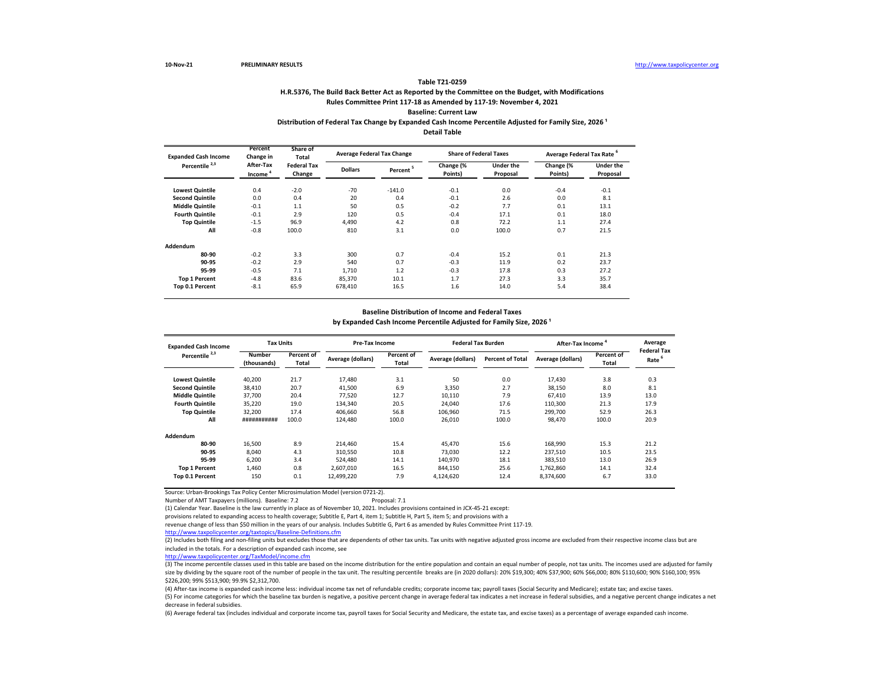**Table T21-0259**

**H.R.5376, The Build Back Better Act as Reported by the Committee on the Budget, with Modifications**

**Rules Committee Print 117-18 as Amended by 117-19: November 4, 2021**

**Baseline: Current Law**

**Distribution of Federal Tax Change by Expanded Cash Income Percentile Adjusted for Family Size, 2026 [1]**

**Detail Table**

| Expanded Cash Income Percentile [2,3] | Percent Change in After-Tax Income [4] | Share of Total Federal Tax Change | Average Federal Tax Change | | Share of Federal Taxes | | Average Federal Tax Rate [6] | |
|---|---|---|---|---|---|---|---|---|
| | | | Dollars | Percent [5] | Change (% Points) | Under the Proposal | Change (% Points) | Under the Proposal |
| **Lowest Quintile** | 0.4 | -2.0 | -70 | -141.0 | -0.1 | 0.0 | -0.4 | -0.1 |
| **Second Quintile** | 0.0 | 0.4 | 20 | 0.4 | -0.1 | 2.6 | 0.0 | 8.1 |
| **Middle Quintile** | -0.1 | 1.1 | 50 | 0.5 | -0.2 | 7.7 | 0.1 | 13.1 |
| **Fourth Quintile** | -0.1 | 2.9 | 120 | 0.5 | -0.4 | 17.1 | 0.1 | 18.0 |
| **Top Quintile** | -1.5 | 96.9 | 4,490 | 4.2 | 0.8 | 72.2 | 1.1 | 27.4 |
| **All** | -0.8 | 100.0 | 810 | 3.1 | 0.0 | 100.0 | 0.7 | 21.5 |
| **Addendum** | | | | | | | | |
| **80-90** | -0.2 | 3.3 | 300 | 0.7 | -0.4 | 15.2 | 0.1 | 21.3 |
| **90-95** | -0.2 | 2.9 | 540 | 0.7 | -0.3 | 11.9 | 0.2 | 23.7 |
| **95-99** | -0.5 | 7.1 | 1,710 | 1.2 | -0.3 | 17.8 | 0.3 | 27.2 |
| **Top 1 Percent** | -4.8 | 83.6 | 85,370 | 10.1 | 1.7 | 27.3 | 3.3 | 35.7 |
| **Top 0.1 Percent** | -8.1 | 65.9 | 678,410 | 16.5 | 1.6 | 14.0 | 5.4 | 38.4 |

**Baseline Distribution of Income and Federal Taxes**

**by Expanded Cash Income Percentile Adjusted for Family Size, 2026 [1]**

| Expanded Cash Income Percentile [2,3] | Tax Units | | Pre-Tax Income | | Federal Tax Burden | | After-Tax Income [4] | | Average Federal Tax Rate [6] |
|---|---|---|---|---|---|---|---|---|---|
| | Number (thousands) | Percent of Total | Average (dollars) | Percent of Total | Average (dollars) | Percent of Total | Average (dollars) | Percent of Total | |
| **Lowest Quintile** | 40,200 | 21.7 | 17,480 | 3.1 | 50 | 0.0 | 17,430 | 3.8 | 0.3 |
| **Second Quintile** | 38,410 | 20.7 | 41,500 | 6.9 | 3,350 | 2.7 | 38,150 | 8.0 | 8.1 |
| **Middle Quintile** | 37,700 | 20.4 | 77,520 | 12.7 | 10,110 | 7.9 | 67,410 | 13.9 | 13.0 |
| **Fourth Quintile** | 35,220 | 19.0 | 134,340 | 20.5 | 24,040 | 17.6 | 110,300 | 21.3 | 17.9 |
| **Top Quintile** | 32,200 | 17.4 | 406,660 | 56.8 | 106,960 | 71.5 | 299,700 | 52.9 | 26.3 |
| **All** | ########### | 100.0 | 124,480 | 100.0 | 26,010 | 100.0 | 98,470 | 100.0 | 20.9 |
| **Addendum** | | | | | | | | | |
| **80-90** | 16,500 | 8.9 | 214,460 | 15.4 | 45,470 | 15.6 | 168,990 | 15.3 | 21.2 |
| **90-95** | 8,040 | 4.3 | 310,550 | 10.8 | 73,030 | 12.2 | 237,510 | 10.5 | 23.5 |
| **95-99** | 6,200 | 3.4 | 524,480 | 14.1 | 140,970 | 18.1 | 383,510 | 13.0 | 26.9 |
| **Top 1 Percent** | 1,460 | 0.8 | 2,607,010 | 16.5 | 844,150 | 25.6 | 1,762,860 | 14.1 | 32.4 |
| **Top 0.1 Percent** | 150 | 0.1 | 12,499,220 | 7.9 | 4,124,620 | 12.4 | 8,374,600 | 6.7 | 33.0 |

Source: Urban-Brookings Tax Policy Center Microsimulation Model (version 0721-2).

Number of AMT Taxpayers (millions). Baseline: 7.2 Proposal: 7.1

(1) Calendar Year. Baseline is the law currently in place as of November 10, 2021. Includes provisions contained in JCX-45-21 except: provisions related to expanding access to health coverage; Subtitle E, Part 4, item 1; Subtitle H, Part 5, item 5; and provisions with a revenue change of less than $50 million in the years of our analysis. Includes Subtitle G, Part 6 as amended by Rules Committee Print 117-19.

http://www.taxpolicycenter.org/taxtopics/Baseline-Definitions.cfm

(2) Includes both filing and non-filing units but excludes those that are dependents of other tax units. Tax units with negative adjusted gross income are excluded from their respective income class but are included in the totals. For a description of expanded cash income, see

http://www.taxpolicycenter.org/TaxModel/income.cfm

(3) The income percentile classes used in this table are based on the income distribution for the entire population and contain an equal number of people, not tax units. The incomes used are adjusted for family size by dividing by the square root of the number of people in the tax unit. The resulting percentile breaks are (in 2020 dollars): 20% $19,300; 40% $37,900; 60% $66,000; 80% $110,600; 90% $160,100; 95% $226,200; 99% $513,900; 99.9% $2,312,700.

(4) After-tax income is expanded cash income less: individual income tax net of refundable credits; corporate income tax; payroll taxes (Social Security and Medicare); estate tax; and excise taxes.

(5) For income categories for which the baseline tax burden is negative, a positive percent change in average federal tax indicates a net increase in federal subsidies, and a negative percent change indicates a net decrease in federal subsidies.

(6) Average federal tax (includes individual and corporate income tax, payroll taxes for Social Security and Medicare, the estate tax, and excise taxes) as a percentage of average expanded cash income.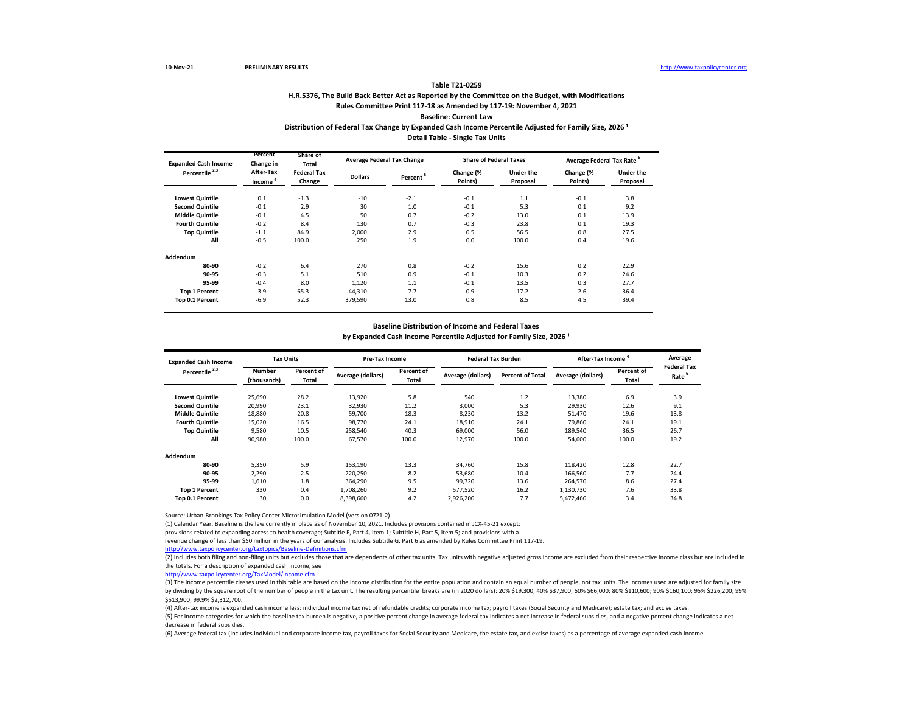10-Nov-21 PRELIMINARY RESULTS http://www.taxpolicycenter.org

**Table T21-0259**

**H.R.5376, The Build Back Better Act as Reported by the Committee on the Budget, with Modifications**

**Rules Committee Print 117-18 as Amended by 117-19: November 4, 2021**

**Baseline: Current Law**

**Distribution of Federal Tax Change by Expanded Cash Income Percentile Adjusted for Family Size, 2026 [1]**

**Detail Table - Single Tax Units**

| Expanded Cash Income Percentile [2,3] | Percent Change in After-Tax Income [4] | Share of Total Federal Tax Change | Average Federal Tax Change | | Share of Federal Taxes | | Average Federal Tax Rate [6] | |
|---|---|---|---|---|---|---|---|---|
| | | | Dollars | Percent [5] | Change (% Points) | Under the Proposal | Change (% Points) | Under the Proposal |
| Lowest Quintile | 0.1 | -1.3 | -10 | -2.1 | -0.1 | 1.1 | -0.1 | 3.8 |
| Second Quintile | -0.1 | 2.9 | 30 | 1.0 | -0.1 | 5.3 | 0.1 | 9.2 |
| Middle Quintile | -0.1 | 4.5 | 50 | 0.7 | -0.2 | 13.0 | 0.1 | 13.9 |
| Fourth Quintile | -0.2 | 8.4 | 130 | 0.7 | -0.3 | 23.8 | 0.1 | 19.3 |
| Top Quintile | -1.1 | 84.9 | 2,000 | 2.9 | 0.5 | 56.5 | 0.8 | 27.5 |
| All | -0.5 | 100.0 | 250 | 1.9 | 0.0 | 100.0 | 0.4 | 19.6 |
| **Addendum** | | | | | | | | |
| 80-90 | -0.2 | 6.4 | 270 | 0.8 | -0.2 | 15.6 | 0.2 | 22.9 |
| 90-95 | -0.3 | 5.1 | 510 | 0.9 | -0.1 | 10.3 | 0.2 | 24.6 |
| 95-99 | -0.4 | 8.0 | 1,120 | 1.1 | -0.1 | 13.5 | 0.3 | 27.7 |
| Top 1 Percent | -3.9 | 65.3 | 44,310 | 7.7 | 0.9 | 17.2 | 2.6 | 36.4 |
| Top 0.1 Percent | -6.9 | 52.3 | 379,590 | 13.0 | 0.8 | 8.5 | 4.5 | 39.4 |

**Baseline Distribution of Income and Federal Taxes**

**by Expanded Cash Income Percentile Adjusted for Family Size, 2026 [1]**

| Expanded Cash Income Percentile [2,3] | Tax Units | | Pre-Tax Income | | Federal Tax Burden | | After-Tax Income [4] | | Average Federal Tax Rate [6] |
|---|---|---|---|---|---|---|---|---|---|
| | Number (thousands) | Percent of Total | Average (dollars) | Percent of Total | Average (dollars) | Percent of Total | Average (dollars) | Percent of Total | |
| Lowest Quintile | 25,690 | 28.2 | 13,920 | 5.8 | 540 | 1.2 | 13,380 | 6.9 | 3.9 |
| Second Quintile | 20,990 | 23.1 | 32,930 | 11.2 | 3,000 | 5.3 | 29,930 | 12.6 | 9.1 |
| Middle Quintile | 18,880 | 20.8 | 59,700 | 18.3 | 8,230 | 13.2 | 51,470 | 19.6 | 13.8 |
| Fourth Quintile | 15,020 | 16.5 | 98,770 | 24.1 | 18,910 | 24.1 | 79,860 | 24.1 | 19.1 |
| Top Quintile | 9,580 | 10.5 | 258,540 | 40.3 | 69,000 | 56.0 | 189,540 | 36.5 | 26.7 |
| All | 90,980 | 100.0 | 67,570 | 100.0 | 12,970 | 100.0 | 54,600 | 100.0 | 19.2 |
| **Addendum** | | | | | | | | | |
| 80-90 | 5,350 | 5.9 | 153,190 | 13.3 | 34,760 | 15.8 | 118,420 | 12.8 | 22.7 |
| 90-95 | 2,290 | 2.5 | 220,250 | 8.2 | 53,680 | 10.4 | 166,560 | 7.7 | 24.4 |
| 95-99 | 1,610 | 1.8 | 364,290 | 9.5 | 99,720 | 13.6 | 264,570 | 8.6 | 27.4 |
| Top 1 Percent | 330 | 0.4 | 1,708,260 | 9.2 | 577,520 | 16.2 | 1,130,730 | 7.6 | 33.8 |
| Top 0.1 Percent | 30 | 0.0 | 8,398,660 | 4.2 | 2,926,200 | 7.7 | 5,472,460 | 3.4 | 34.8 |

Source: Urban-Brookings Tax Policy Center Microsimulation Model (version 0721-2).

(1) Calendar Year. Baseline is the law currently in place as of November 10, 2021. Includes provisions contained in JCX-45-21 except: provisions related to expanding access to health coverage; Subtitle E, Part 4, item 1; Subtitle H, Part 5, item 5; and provisions with a revenue change of less than $50 million in the years of our analysis. Includes Subtitle G, Part 6 as amended by Rules Committee Print 117-19.
http://www.taxpolicycenter.org/taxtopics/Baseline-Definitions.cfm

(2) Includes both filing and non-filing units but excludes those that are dependents of other tax units. Tax units with negative adjusted gross income are excluded from their respective income class but are included in the totals. For a description of expanded cash income, see
http://www.taxpolicycenter.org/TaxModel/income.cfm

(3) The income percentile classes used in this table are based on the income distribution for the entire population and contain an equal number of people, not tax units. The incomes used are adjusted for family size by dividing by the square root of the number of people in the tax unit. The resulting percentile breaks are (in 2020 dollars): 20% $19,300; 40% $37,900; 60% $66,000; 80% $110,600; 90% $160,100; 95% $226,200; 99% $513,900; 99.9% $2,312,700.

(4) After-tax income is expanded cash income less: individual income tax net of refundable credits; corporate income tax; payroll taxes (Social Security and Medicare); estate tax; and excise taxes.

(5) For income categories for which the baseline tax burden is negative, a positive percent change in average federal tax indicates a net increase in federal subsidies, and a negative percent change indicates a net decrease in federal subsidies.

(6) Average federal tax (includes individual and corporate income tax, payroll taxes for Social Security and Medicare, the estate tax, and excise taxes) as a percentage of average expanded cash income.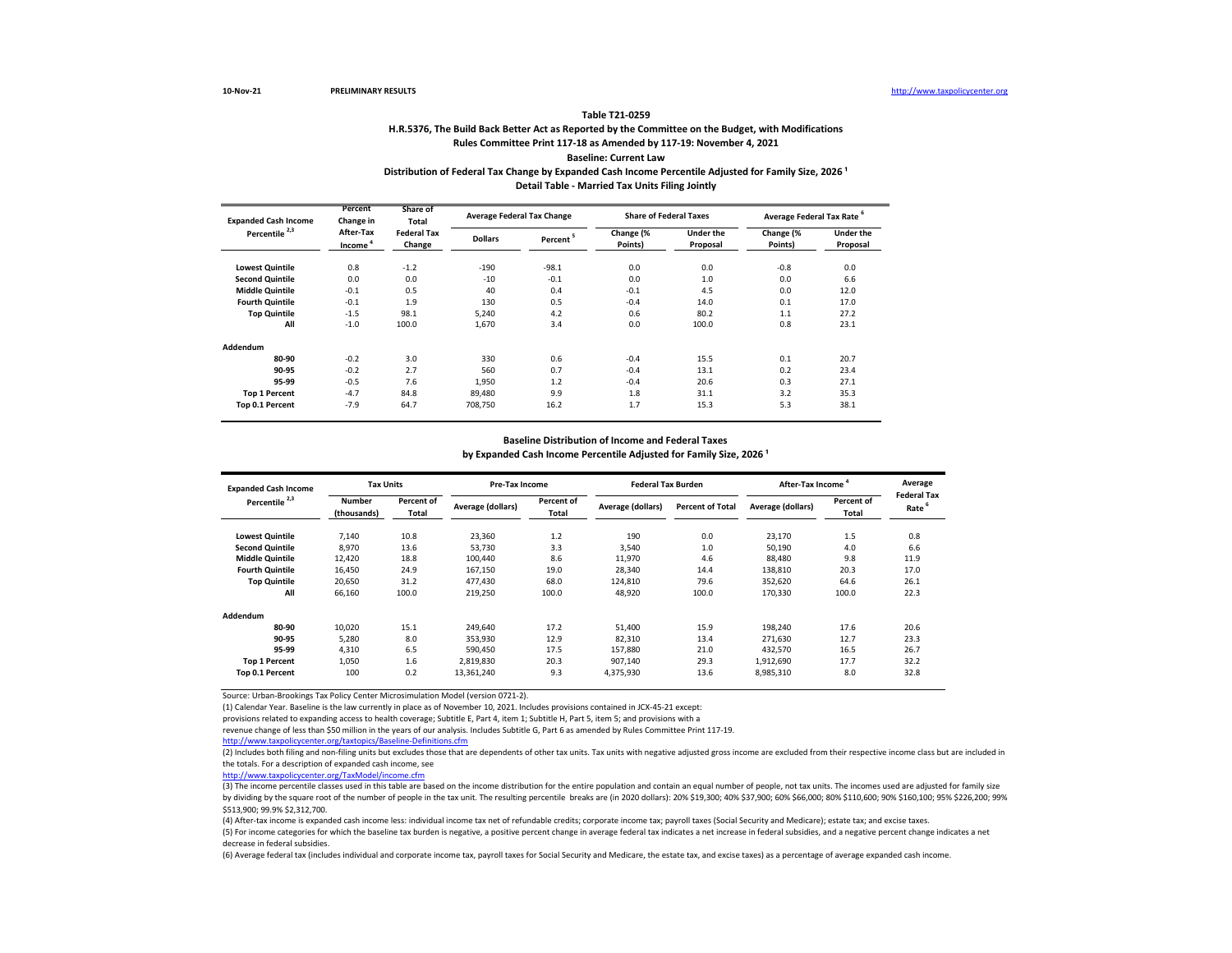10-Nov-21 PRELIMINARY RESULTS http://www.taxpolicycenter.org

**Table T21-0259**

**H.R.5376, The Build Back Better Act as Reported by the Committee on the Budget, with Modifications**

**Rules Committee Print 117-18 as Amended by 117-19: November 4, 2021**

**Baseline: Current Law**

**Distribution of Federal Tax Change by Expanded Cash Income Percentile Adjusted for Family Size, 2026 [1]**

**Detail Table - Married Tax Units Filing Jointly**

| Expanded Cash Income Percentile [2,3] | Percent Change in After-Tax Income [4] | Share of Total Federal Tax Change | Average Federal Tax Change | | Share of Federal Taxes | | Average Federal Tax Rate [6] | |
|---|---|---|---|---|---|---|---|---|
| | | | Dollars | Percent [5] | Change (% Points) | Under the Proposal | Change (% Points) | Under the Proposal |
| Lowest Quintile | 0.8 | -1.2 | -190 | -98.1 | 0.0 | 0.0 | -0.8 | 0.0 |
| Second Quintile | 0.0 | 0.0 | -10 | -0.1 | 0.0 | 1.0 | 0.0 | 6.6 |
| Middle Quintile | -0.1 | 0.5 | 40 | 0.4 | -0.1 | 4.5 | 0.0 | 12.0 |
| Fourth Quintile | -0.1 | 1.9 | 130 | 0.5 | -0.4 | 14.0 | 0.1 | 17.0 |
| Top Quintile | -1.5 | 98.1 | 5,240 | 4.2 | 0.6 | 80.2 | 1.1 | 27.2 |
| All | -1.0 | 100.0 | 1,670 | 3.4 | 0.0 | 100.0 | 0.8 | 23.1 |
| **Addendum** | | | | | | | | |
| 80-90 | -0.2 | 3.0 | 330 | 0.6 | -0.4 | 15.5 | 0.1 | 20.7 |
| 90-95 | -0.2 | 2.7 | 560 | 0.7 | -0.4 | 13.1 | 0.2 | 23.4 |
| 95-99 | -0.5 | 7.6 | 1,950 | 1.2 | -0.4 | 20.6 | 0.3 | 27.1 |
| Top 1 Percent | -4.7 | 84.8 | 89,480 | 9.9 | 1.8 | 31.1 | 3.2 | 35.3 |
| Top 0.1 Percent | -7.9 | 64.7 | 708,750 | 16.2 | 1.7 | 15.3 | 5.3 | 38.1 |

**Baseline Distribution of Income and Federal Taxes**

**by Expanded Cash Income Percentile Adjusted for Family Size, 2026 [1]**

| Expanded Cash Income Percentile [2,3] | Tax Units | | Pre-Tax Income | | Federal Tax Burden | | After-Tax Income [4] | | Average Federal Tax Rate [6] |
|---|---|---|---|---|---|---|---|---|---|
| | Number (thousands) | Percent of Total | Average (dollars) | Percent of Total | Average (dollars) | Percent of Total | Average (dollars) | Percent of Total | |
| Lowest Quintile | 7,140 | 10.8 | 23,360 | 1.2 | 190 | 0.0 | 23,170 | 1.5 | 0.8 |
| Second Quintile | 8,970 | 13.6 | 53,730 | 3.3 | 3,540 | 1.0 | 50,190 | 4.0 | 6.6 |
| Middle Quintile | 12,420 | 18.8 | 100,440 | 8.6 | 11,970 | 4.6 | 88,480 | 9.8 | 11.9 |
| Fourth Quintile | 16,450 | 24.9 | 167,150 | 19.0 | 28,340 | 14.4 | 138,810 | 20.3 | 17.0 |
| Top Quintile | 20,650 | 31.2 | 477,430 | 68.0 | 124,810 | 79.6 | 352,620 | 64.6 | 26.1 |
| All | 66,160 | 100.0 | 219,250 | 100.0 | 48,920 | 100.0 | 170,330 | 100.0 | 22.3 |
| **Addendum** | | | | | | | | | |
| 80-90 | 10,020 | 15.1 | 249,640 | 17.2 | 51,400 | 15.9 | 198,240 | 17.6 | 20.6 |
| 90-95 | 5,280 | 8.0 | 353,930 | 12.9 | 82,310 | 13.4 | 271,630 | 12.7 | 23.3 |
| 95-99 | 4,310 | 6.5 | 590,450 | 17.5 | 157,880 | 21.0 | 432,570 | 16.5 | 26.7 |
| Top 1 Percent | 1,050 | 1.6 | 2,819,830 | 20.3 | 907,140 | 29.3 | 1,912,690 | 17.7 | 32.2 |
| Top 0.1 Percent | 100 | 0.2 | 13,361,240 | 9.3 | 4,375,930 | 13.6 | 8,985,310 | 8.0 | 32.8 |

Source: Urban-Brookings Tax Policy Center Microsimulation Model (version 0721-2).

(1) Calendar Year. Baseline is the law currently in place as of November 10, 2021. Includes provisions contained in JCX-45-21 except: provisions related to expanding access to health coverage; Subtitle E, Part 4, item 1; Subtitle H, Part 5, item 5; and provisions with a revenue change of less than $50 million in the years of our analysis. Includes Subtitle G, Part 6 as amended by Rules Committee Print 117-19.
http://www.taxpolicycenter.org/taxtopics/Baseline-Definitions.cfm

(2) Includes both filing and non-filing units but excludes those that are dependents of other tax units. Tax units with negative adjusted gross income are excluded from their respective income class but are included in the totals. For a description of expanded cash income, see
http://www.taxpolicycenter.org/TaxModel/income.cfm

(3) The income percentile classes used in this table are based on the income distribution for the entire population and contain an equal number of people, not tax units. The incomes used are adjusted for family size by dividing by the square root of the number of people in the tax unit. The resulting percentile breaks are (in 2020 dollars): 20% $19,300; 40% $37,900; 60% $66,000; 80% $110,600; 90% $160,100; 95% $226,200; 99% $513,900; 99.9% $2,312,700.

(4) After-tax income is expanded cash income less: individual income tax net of refundable credits; corporate income tax; payroll taxes (Social Security and Medicare); estate tax; and excise taxes.

(5) For income categories for which the baseline tax burden is negative, a positive percent change in average federal tax indicates a net increase in federal subsidies, and a negative percent change indicates a net decrease in federal subsidies.

(6) Average federal tax (includes individual and corporate income tax, payroll taxes for Social Security and Medicare, the estate tax, and excise taxes) as a percentage of average expanded cash income.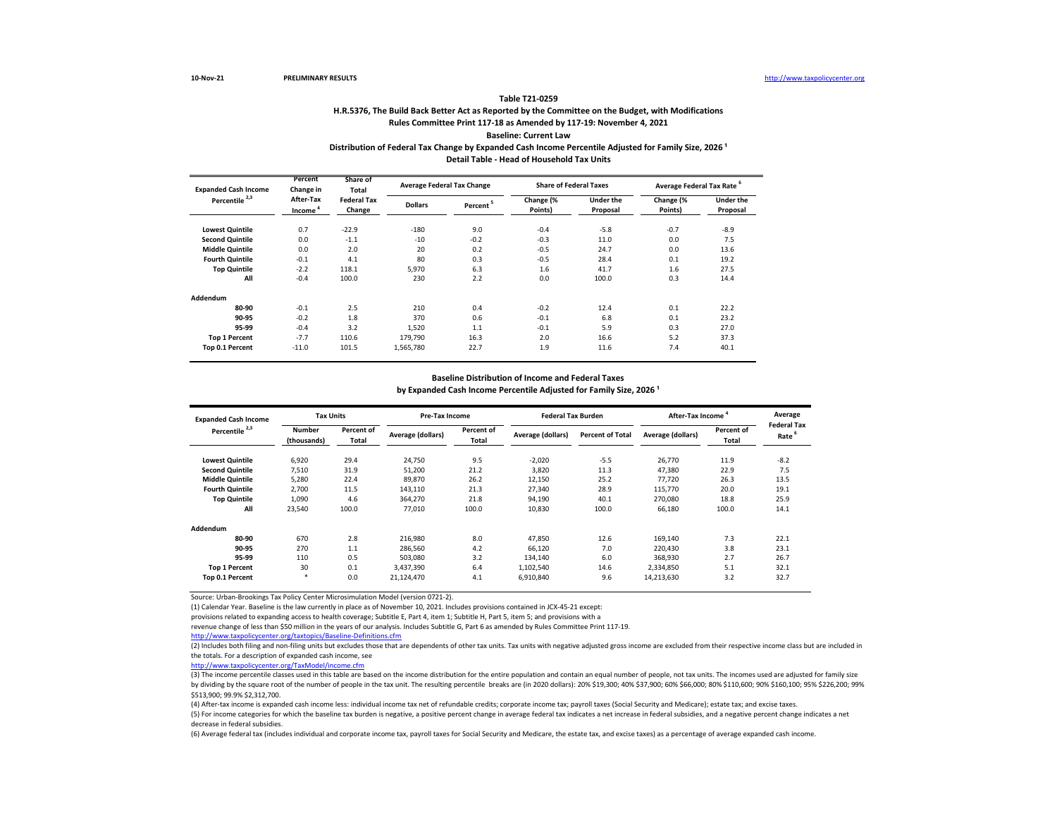10-Nov-21 PRELIMINARY RESULTS http://www.taxpolicycenter.org

**Table T21-0259**

**H.R.5376, The Build Back Better Act as Reported by the Committee on the Budget, with Modifications**
**Rules Committee Print 117-18 as Amended by 117-19: November 4, 2021**
**Baseline: Current Law**
**Distribution of Federal Tax Change by Expanded Cash Income Percentile Adjusted for Family Size, 2026 [1]**
**Detail Table - Head of Household Tax Units**

| Expanded Cash Income Percentile [2,3] | Percent Change in After-Tax Income [4] | Share of Total Federal Tax Change | Average Federal Tax Change | | Share of Federal Taxes | | Average Federal Tax Rate [6] | |
|---|---|---|---|---|---|---|---|---|
| | | | Dollars | Percent [5] | Change (% Points) | Under the Proposal | Change (% Points) | Under the Proposal |
| Lowest Quintile | 0.7 | -22.9 | -180 | 9.0 | -0.4 | -5.8 | -0.7 | -8.9 |
| Second Quintile | 0.0 | -1.1 | -10 | -0.2 | -0.3 | 11.0 | 0.0 | 7.5 |
| Middle Quintile | 0.0 | 2.0 | 20 | 0.2 | -0.5 | 24.7 | 0.0 | 13.6 |
| Fourth Quintile | -0.1 | 4.1 | 80 | 0.3 | -0.5 | 28.4 | 0.1 | 19.2 |
| Top Quintile | -2.2 | 118.1 | 5,970 | 6.3 | 1.6 | 41.7 | 1.6 | 27.5 |
| All | -0.4 | 100.0 | 230 | 2.2 | 0.0 | 100.0 | 0.3 | 14.4 |
| **Addendum** | | | | | | | | |
| 80-90 | -0.1 | 2.5 | 210 | 0.4 | -0.2 | 12.4 | 0.1 | 22.2 |
| 90-95 | -0.2 | 1.8 | 370 | 0.6 | -0.1 | 6.8 | 0.1 | 23.2 |
| 95-99 | -0.4 | 3.2 | 1,520 | 1.1 | -0.1 | 5.9 | 0.3 | 27.0 |
| Top 1 Percent | -7.7 | 110.6 | 179,790 | 16.3 | 2.0 | 16.6 | 5.2 | 37.3 |
| Top 0.1 Percent | -11.0 | 101.5 | 1,565,780 | 22.7 | 1.9 | 11.6 | 7.4 | 40.1 |

**Baseline Distribution of Income and Federal Taxes**
**by Expanded Cash Income Percentile Adjusted for Family Size, 2026 [1]**

| Expanded Cash Income Percentile [2,3] | Tax Units | | Pre-Tax Income | | Federal Tax Burden | | After-Tax Income [4] | | Average Federal Tax Rate [6] |
|---|---|---|---|---|---|---|---|---|---|
| | Number (thousands) | Percent of Total | Average (dollars) | Percent of Total | Average (dollars) | Percent of Total | Average (dollars) | Percent of Total | |
| Lowest Quintile | 6,920 | 29.4 | 24,750 | 9.5 | -2,020 | -5.5 | 26,770 | 11.9 | -8.2 |
| Second Quintile | 7,510 | 31.9 | 51,200 | 21.2 | 3,820 | 11.3 | 47,380 | 22.9 | 7.5 |
| Middle Quintile | 5,280 | 22.4 | 89,870 | 26.2 | 12,150 | 25.2 | 77,720 | 26.3 | 13.5 |
| Fourth Quintile | 2,700 | 11.5 | 143,110 | 21.3 | 27,340 | 28.9 | 115,770 | 20.0 | 19.1 |
| Top Quintile | 1,090 | 4.6 | 364,270 | 21.8 | 94,190 | 40.1 | 270,080 | 18.8 | 25.9 |
| All | 23,540 | 100.0 | 77,010 | 100.0 | 10,830 | 100.0 | 66,180 | 100.0 | 14.1 |
| **Addendum** | | | | | | | | | |
| 80-90 | 670 | 2.8 | 216,980 | 8.0 | 47,850 | 12.6 | 169,140 | 7.3 | 22.1 |
| 90-95 | 270 | 1.1 | 286,560 | 4.2 | 66,120 | 7.0 | 220,430 | 3.8 | 23.1 |
| 95-99 | 110 | 0.5 | 503,080 | 3.2 | 134,140 | 6.0 | 368,930 | 2.7 | 26.7 |
| Top 1 Percent | 30 | 0.1 | 3,437,390 | 6.4 | 1,102,540 | 14.6 | 2,334,850 | 5.1 | 32.1 |
| Top 0.1 Percent | * | 0.0 | 21,124,470 | 4.1 | 6,910,840 | 9.6 | 14,213,630 | 3.2 | 32.7 |

Source: Urban-Brookings Tax Policy Center Microsimulation Model (version 0721-2).

(1) Calendar Year. Baseline is the law currently in place as of November 10, 2021. Includes provisions contained in JCX-45-21 except:
provisions related to expanding access to health coverage; Subtitle E, Part 4, item 1; Subtitle H, Part 5, item 5; and provisions with a
revenue change of less than $50 million in the years of our analysis. Includes Subtitle G, Part 6 as amended by Rules Committee Print 117-19.
http://www.taxpolicycenter.org/taxtopics/Baseline-Definitions.cfm

(2) Includes both filing and non-filing units but excludes those that are dependents of other tax units. Tax units with negative adjusted gross income are excluded from their respective income class but are included in the totals. For a description of expanded cash income, see
http://www.taxpolicycenter.org/TaxModel/income.cfm

(3) The income percentile classes used in this table are based on the income distribution for the entire population and contain an equal number of people, not tax units. The incomes used are adjusted for family size by dividing by the square root of the number of people in the tax unit. The resulting percentile breaks are (in 2020 dollars): 20% $19,300; 40% $37,900; 60% $66,000; 80% $110,600; 90% $160,100; 95% $226,200; 99% $513,900; 99.9% $2,312,700.

(4) After-tax income is expanded cash income less: individual income tax net of refundable credits; corporate income tax; payroll taxes (Social Security and Medicare); estate tax; and excise taxes.

(5) For income categories for which the baseline tax burden is negative, a positive percent change in average federal tax indicates a net increase in federal subsidies, and a negative percent change indicates a net decrease in federal subsidies.

(6) Average federal tax (includes individual and corporate income tax, payroll taxes for Social Security and Medicare, the estate tax, and excise taxes) as a percentage of average expanded cash income.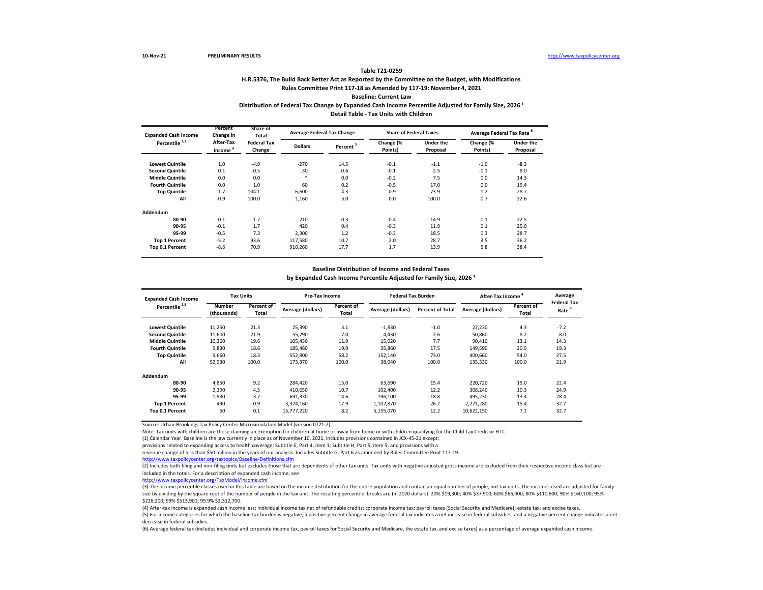10-Nov-21 PRELIMINARY RESULTS http://www.taxpolicycenter.org

**Table T21-0259**

**H.R.5376, The Build Back Better Act as Reported by the Committee on the Budget, with Modifications**

**Rules Committee Print 117-18 as Amended by 117-19: November 4, 2021**

**Baseline: Current Law**

**Distribution of Federal Tax Change by Expanded Cash Income Percentile Adjusted for Family Size, 2026 [1]**

**Detail Table - Tax Units with Children**

| Expanded Cash Income Percentile [2,3] | Percent Change in After-Tax Income [4] | Share of Total Federal Tax Change | Average Federal Tax Change | | Share of Federal Taxes | | Average Federal Tax Rate [6] | |
|---|---|---|---|---|---|---|---|---|
| | | | Dollars | Percent [5] | Change (% Points) | Under the Proposal | Change (% Points) | Under the Proposal |
| **Lowest Quintile** | 1.0 | -4.9 | -270 | 14.5 | -0.1 | -1.1 | -1.0 | -8.3 |
| **Second Quintile** | 0.1 | -0.5 | -30 | -0.6 | -0.1 | 2.5 | -0.1 | 8.0 |
| **Middle Quintile** | 0.0 | 0.0 | * | 0.0 | -0.2 | 7.5 | 0.0 | 14.3 |
| **Fourth Quintile** | 0.0 | 1.0 | 60 | 0.2 | -0.5 | 17.0 | 0.0 | 19.4 |
| **Top Quintile** | -1.7 | 104.1 | 6,600 | 4.3 | 0.9 | 73.9 | 1.2 | 28.7 |
| **All** | -0.9 | 100.0 | 1,160 | 3.0 | 0.0 | 100.0 | 0.7 | 22.6 |
| **Addendum** | | | | | | | | |
| **80-90** | -0.1 | 1.7 | 210 | 0.3 | -0.4 | 14.9 | 0.1 | 22.5 |
| **90-95** | -0.1 | 1.7 | 420 | 0.4 | -0.3 | 11.9 | 0.1 | 25.0 |
| **95-99** | -0.5 | 7.3 | 2,300 | 1.2 | -0.3 | 18.5 | 0.3 | 28.7 |
| **Top 1 Percent** | -5.2 | 93.6 | 117,580 | 10.7 | 2.0 | 28.7 | 3.5 | 36.2 |
| **Top 0.1 Percent** | -8.6 | 70.9 | 910,260 | 17.7 | 1.7 | 13.9 | 5.8 | 38.4 |

**Baseline Distribution of Income and Federal Taxes**

**by Expanded Cash Income Percentile Adjusted for Family Size, 2026 [1]**

| Expanded Cash Income Percentile [2,3] | Tax Units | | Pre-Tax Income | | Federal Tax Burden | | After-Tax Income [4] | | Average Federal Tax Rate [6] |
|---|---|---|---|---|---|---|---|---|---|
| | Number (thousands) | Percent of Total | Average (dollars) | Percent of Total | Average (dollars) | Percent of Total | Average (dollars) | Percent of Total | |
| **Lowest Quintile** | 11,250 | 21.3 | 25,390 | 3.1 | -1,830 | -1.0 | 27,230 | 4.3 | -7.2 |
| **Second Quintile** | 11,600 | 21.9 | 55,290 | 7.0 | 4,430 | 2.6 | 50,860 | 8.2 | 8.0 |
| **Middle Quintile** | 10,360 | 19.6 | 105,430 | 11.9 | 15,020 | 7.7 | 90,410 | 13.1 | 14.3 |
| **Fourth Quintile** | 9,830 | 18.6 | 185,460 | 19.9 | 35,860 | 17.5 | 149,590 | 20.5 | 19.3 |
| **Top Quintile** | 9,660 | 18.3 | 552,800 | 58.2 | 152,140 | 73.0 | 400,660 | 54.0 | 27.5 |
| **All** | 52,930 | 100.0 | 173,370 | 100.0 | 38,040 | 100.0 | 135,330 | 100.0 | 21.9 |
| **Addendum** | | | | | | | | | |
| **80-90** | 4,850 | 9.2 | 284,420 | 15.0 | 63,690 | 15.4 | 220,720 | 15.0 | 22.4 |
| **90-95** | 2,390 | 4.5 | 410,650 | 10.7 | 102,400 | 12.2 | 308,240 | 10.3 | 24.9 |
| **95-99** | 1,930 | 3.7 | 691,330 | 14.6 | 196,100 | 18.8 | 495,230 | 13.4 | 28.4 |
| **Top 1 Percent** | 490 | 0.9 | 3,374,160 | 17.9 | 1,102,870 | 26.7 | 2,271,280 | 15.4 | 32.7 |
| **Top 0.1 Percent** | 50 | 0.1 | 15,777,220 | 8.2 | 5,155,070 | 12.2 | 10,622,150 | 7.1 | 32.7 |

Source: Urban-Brookings Tax Policy Center Microsimulation Model (version 0721-2).

Note: Tax units with children are those claiming an exemption for children at home or away from home or with children qualifying for the Child Tax Credit or EITC.

(1) Calendar Year. Baseline is the law currently in place as of November 10, 2021. Includes provisions contained in JCX-45-21 except:
provisions related to expanding access to health coverage; Subtitle E, Part 4, item 1; Subtitle H, Part 5, item 5; and provisions with a
revenue change of less than $50 million in the years of our analysis. Includes Subtitle G, Part 6 as amended by Rules Committee Print 117-19.
http://www.taxpolicycenter.org/taxtopics/Baseline-Definitions.cfm

(2) Includes both filing and non-filing units but excludes those that are dependents of other tax units. Tax units with negative adjusted gross income are excluded from their respective income class but are included in the totals. For a description of expanded cash income, see
http://www.taxpolicycenter.org/TaxModel/income.cfm

(3) The income percentile classes used in this table are based on the income distribution for the entire population and contain an equal number of people, not tax units. The incomes used are adjusted for family size by dividing by the square root of the number of people in the tax unit. The resulting percentile breaks are (in 2020 dollars): 20% $19,300; 40% $37,900; 60% $66,000; 80% $110,600; 90% $160,100; 95% $226,200; 99% $513,900; 99.9% $2,312,700.

(4) After-tax income is expanded cash income less: individual income tax net of refundable credits; corporate income tax; payroll taxes (Social Security and Medicare); estate tax; and excise taxes.

(5) For income categories for which the baseline tax burden is negative, a positive percent change in average federal tax indicates a net increase in federal subsidies, and a negative percent change indicates a net decrease in federal subsidies.

(6) Average federal tax (includes individual and corporate income tax, payroll taxes for Social Security and Medicare, the estate tax, and excise taxes) as a percentage of average expanded cash income.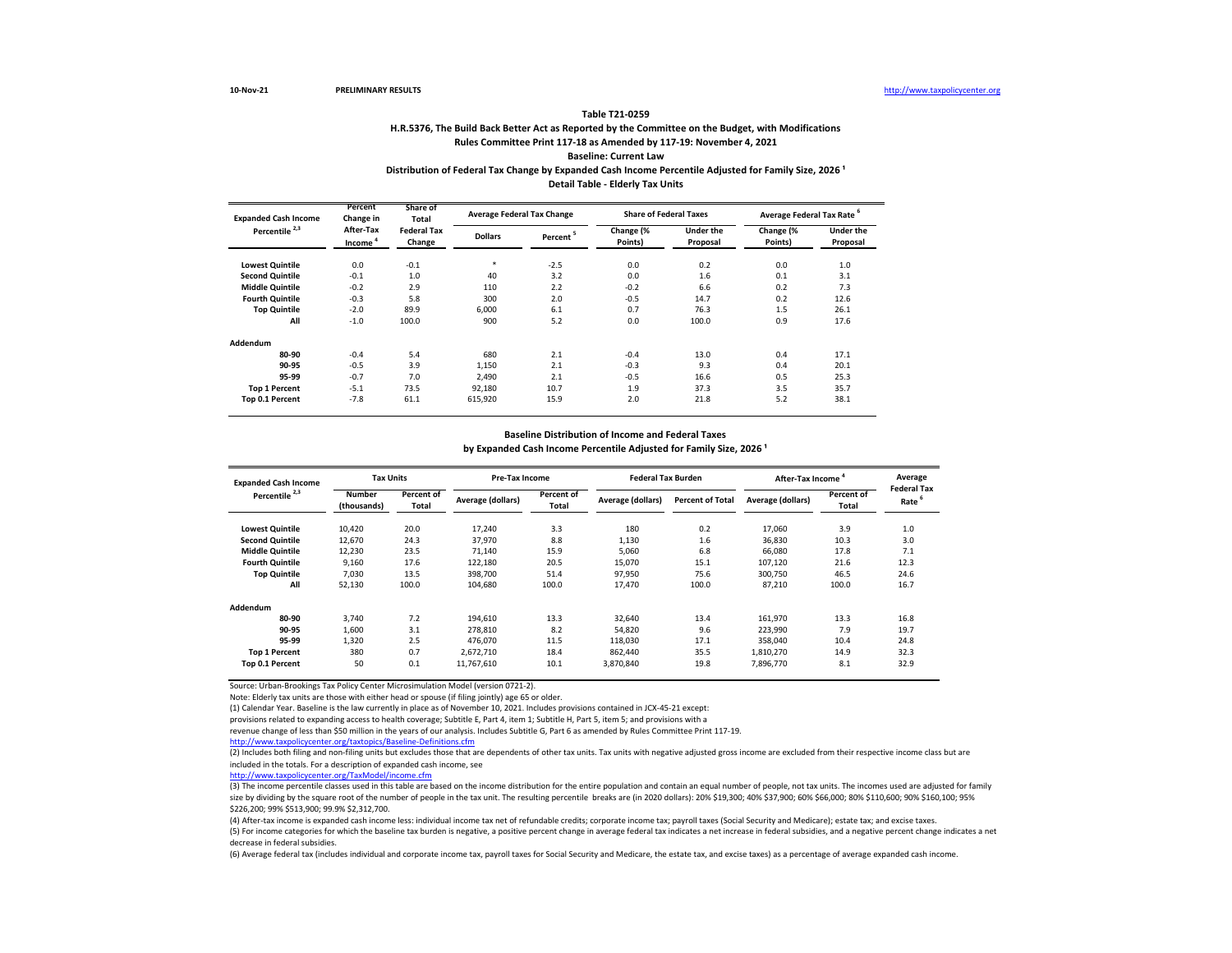10-Nov-21 PRELIMINARY RESULTS http://www.taxpolicycenter.org

**Table T21-0259**

**H.R.5376, The Build Back Better Act as Reported by the Committee on the Budget, with Modifications**

**Rules Committee Print 117-18 as Amended by 117-19: November 4, 2021**

**Baseline: Current Law**

**Distribution of Federal Tax Change by Expanded Cash Income Percentile Adjusted for Family Size, 2026 [1]**

**Detail Table - Elderly Tax Units**

| Expanded Cash Income Percentile [2,3] | Percent Change in After-Tax Income [4] | Share of Total Federal Tax Change | Average Federal Tax Change | | Share of Federal Taxes | | Average Federal Tax Rate [6] | |
|---|---|---|---|---|---|---|---|---|
| | | | Dollars | Percent [5] | Change (% Points) | Under the Proposal | Change (% Points) | Under the Proposal |
| **Lowest Quintile** | 0.0 | -0.1 | * | -2.5 | 0.0 | 0.2 | 0.0 | 1.0 |
| **Second Quintile** | -0.1 | 1.0 | 40 | 3.2 | 0.0 | 1.6 | 0.1 | 3.1 |
| **Middle Quintile** | -0.2 | 2.9 | 110 | 2.2 | -0.2 | 6.6 | 0.2 | 7.3 |
| **Fourth Quintile** | -0.3 | 5.8 | 300 | 2.0 | -0.5 | 14.7 | 0.2 | 12.6 |
| **Top Quintile** | -2.0 | 89.9 | 6,000 | 6.1 | 0.7 | 76.3 | 1.5 | 26.1 |
| **All** | -1.0 | 100.0 | 900 | 5.2 | 0.0 | 100.0 | 0.9 | 17.6 |
| **Addendum** | | | | | | | | |
| **80-90** | -0.4 | 5.4 | 680 | 2.1 | -0.4 | 13.0 | 0.4 | 17.1 |
| **90-95** | -0.5 | 3.9 | 1,150 | 2.1 | -0.3 | 9.3 | 0.4 | 20.1 |
| **95-99** | -0.7 | 7.0 | 2,490 | 2.1 | -0.5 | 16.6 | 0.5 | 25.3 |
| **Top 1 Percent** | -5.1 | 73.5 | 92,180 | 10.7 | 1.9 | 37.3 | 3.5 | 35.7 |
| **Top 0.1 Percent** | -7.8 | 61.1 | 615,920 | 15.9 | 2.0 | 21.8 | 5.2 | 38.1 |

**Baseline Distribution of Income and Federal Taxes**

**by Expanded Cash Income Percentile Adjusted for Family Size, 2026 [1]**

| Expanded Cash Income Percentile [2,3] | Tax Units | | Pre-Tax Income | | Federal Tax Burden | | After-Tax Income [4] | | Average Federal Tax Rate [6] |
|---|---|---|---|---|---|---|---|---|---|
| | Number (thousands) | Percent of Total | Average (dollars) | Percent of Total | Average (dollars) | Percent of Total | Average (dollars) | Percent of Total | |
| **Lowest Quintile** | 10,420 | 20.0 | 17,240 | 3.3 | 180 | 0.2 | 17,060 | 3.9 | 1.0 |
| **Second Quintile** | 12,670 | 24.3 | 37,970 | 8.8 | 1,130 | 1.6 | 36,830 | 10.3 | 3.0 |
| **Middle Quintile** | 12,230 | 23.5 | 71,140 | 15.9 | 5,060 | 6.8 | 66,080 | 17.8 | 7.1 |
| **Fourth Quintile** | 9,160 | 17.6 | 122,180 | 20.5 | 15,070 | 15.1 | 107,120 | 21.6 | 12.3 |
| **Top Quintile** | 7,030 | 13.5 | 398,700 | 51.4 | 97,950 | 75.6 | 300,750 | 46.5 | 24.6 |
| **All** | 52,130 | 100.0 | 104,680 | 100.0 | 17,470 | 100.0 | 87,210 | 100.0 | 16.7 |
| **Addendum** | | | | | | | | | |
| **80-90** | 3,740 | 7.2 | 194,610 | 13.3 | 32,640 | 13.4 | 161,970 | 13.3 | 16.8 |
| **90-95** | 1,600 | 3.1 | 278,810 | 8.2 | 54,820 | 9.6 | 223,990 | 7.9 | 19.7 |
| **95-99** | 1,320 | 2.5 | 476,070 | 11.5 | 118,030 | 17.1 | 358,040 | 10.4 | 24.8 |
| **Top 1 Percent** | 380 | 0.7 | 2,672,710 | 18.4 | 862,440 | 35.5 | 1,810,270 | 14.9 | 32.3 |
| **Top 0.1 Percent** | 50 | 0.1 | 11,767,610 | 10.1 | 3,870,840 | 19.8 | 7,896,770 | 8.1 | 32.9 |

Source: Urban-Brookings Tax Policy Center Microsimulation Model (version 0721-2).

Note: Elderly tax units are those with either head or spouse (if filing jointly) age 65 or older.

(1) Calendar Year. Baseline is the law currently in place as of November 10, 2021. Includes provisions contained in JCX-45-21 except: provisions related to expanding access to health coverage; Subtitle E, Part 4, item 1; Subtitle H, Part 5, item 5; and provisions with a revenue change of less than $50 million in the years of our analysis. Includes Subtitle G, Part 6 as amended by Rules Committee Print 117-19.
http://www.taxpolicycenter.org/taxtopics/Baseline-Definitions.cfm

(2) Includes both filing and non-filing units but excludes those that are dependents of other tax units. Tax units with negative adjusted gross income are excluded from their respective income class but are included in the totals. For a description of expanded cash income, see
http://www.taxpolicycenter.org/TaxModel/income.cfm

(3) The income percentile classes used in this table are based on the income distribution for the entire population and contain an equal number of people, not tax units. The incomes used are adjusted for family size by dividing by the square root of the number of people in the tax unit. The resulting percentile breaks are (in 2020 dollars): 20% $19,300; 40% $37,900; 60% $66,000; 80% $110,600; 90% $160,100; 95% $226,200; 99% $513,900; 99.9% $2,312,700.

(4) After-tax income is expanded cash income less: individual income tax net of refundable credits; corporate income tax; payroll taxes (Social Security and Medicare); estate tax; and excise taxes.

(5) For income categories for which the baseline tax burden is negative, a positive percent change in average federal tax indicates a net increase in federal subsidies, and a negative percent change indicates a net decrease in federal subsidies.

(6) Average federal tax (includes individual and corporate income tax, payroll taxes for Social Security and Medicare, the estate tax, and excise taxes) as a percentage of average expanded cash income.